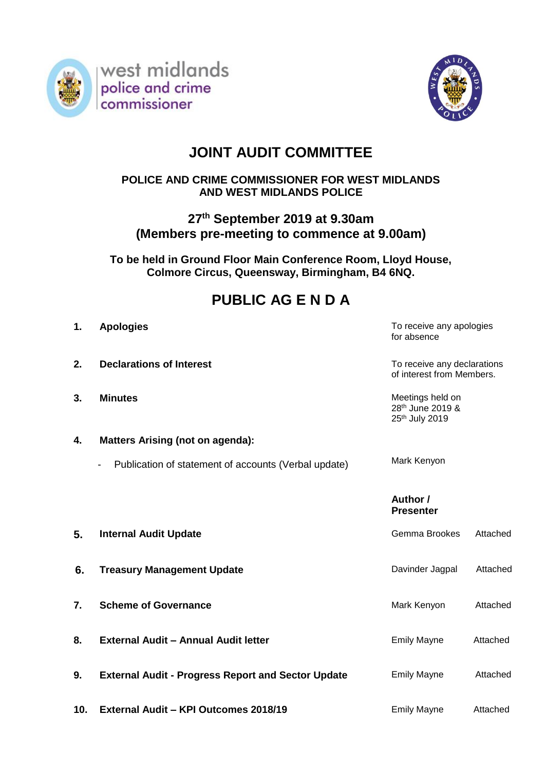west midlands police and crime commissioner

# JOINT AUDIT COMMITTEE

**POLICE AND CRIME COMMISSIONER FOR WEST MIDLANDS AND WEST MIDLANDS POLICE**

**27th September 2019 at 9.30am**
**(Members pre-meeting to commence at 9.00am)**

**To be held in Ground Floor Main Conference Room, Lloyd House, Colmore Circus, Queensway, Birmingham, B4 6NQ.**

## PUBLIC AG E N D A

| | | | |
|---|---|---|---|
| **1.** | **Apologies** | To receive any apologies for absence | |
| **2.** | **Declarations of Interest** | To receive any declarations of interest from Members. | |
| **3.** | **Minutes** | Meetings held on 28th June 2019 & 25th July 2019 | |
| **4.** | **Matters Arising (not on agenda):** | | |
| | - Publication of statement of accounts (Verbal update) | Mark Kenyon | |
| | | **Author / Presenter** | |
| **5.** | **Internal Audit Update** | Gemma Brookes | Attached |
| **6.** | **Treasury Management Update** | Davinder Jagpal | Attached |
| **7.** | **Scheme of Governance** | Mark Kenyon | Attached |
| **8.** | **External Audit – Annual Audit letter** | Emily Mayne | Attached |
| **9.** | **External Audit - Progress Report and Sector Update** | Emily Mayne | Attached |
| **10.** | **External Audit – KPI Outcomes 2018/19** | Emily Mayne | Attached |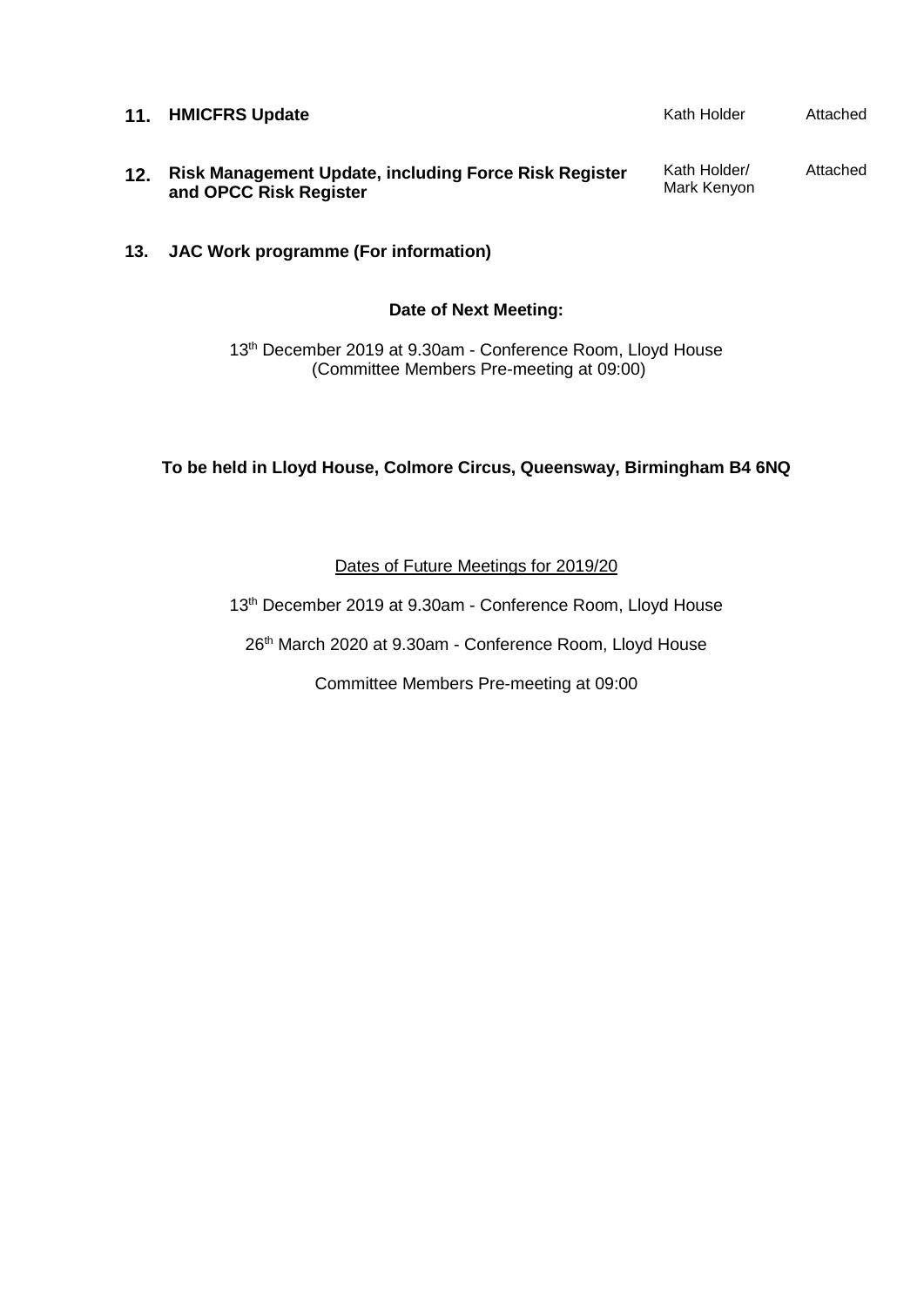| | | | |
|---|---|---|---|
| **11.** | **HMICFRS Update** | Kath Holder | Attached |
| **12.** | **Risk Management Update, including Force Risk Register and OPCC Risk Register** | Kath Holder/ Mark Kenyon | Attached |
| **13.** | **JAC Work programme (For information)** | | |

**Date of Next Meeting:**

13th December 2019 at 9.30am - Conference Room, Lloyd House
(Committee Members Pre-meeting at 09:00)

**To be held in Lloyd House, Colmore Circus, Queensway, Birmingham B4 6NQ**

Dates of Future Meetings for 2019/20

13th December 2019 at 9.30am - Conference Room, Lloyd House

26th March 2020 at 9.30am - Conference Room, Lloyd House

Committee Members Pre-meeting at 09:00